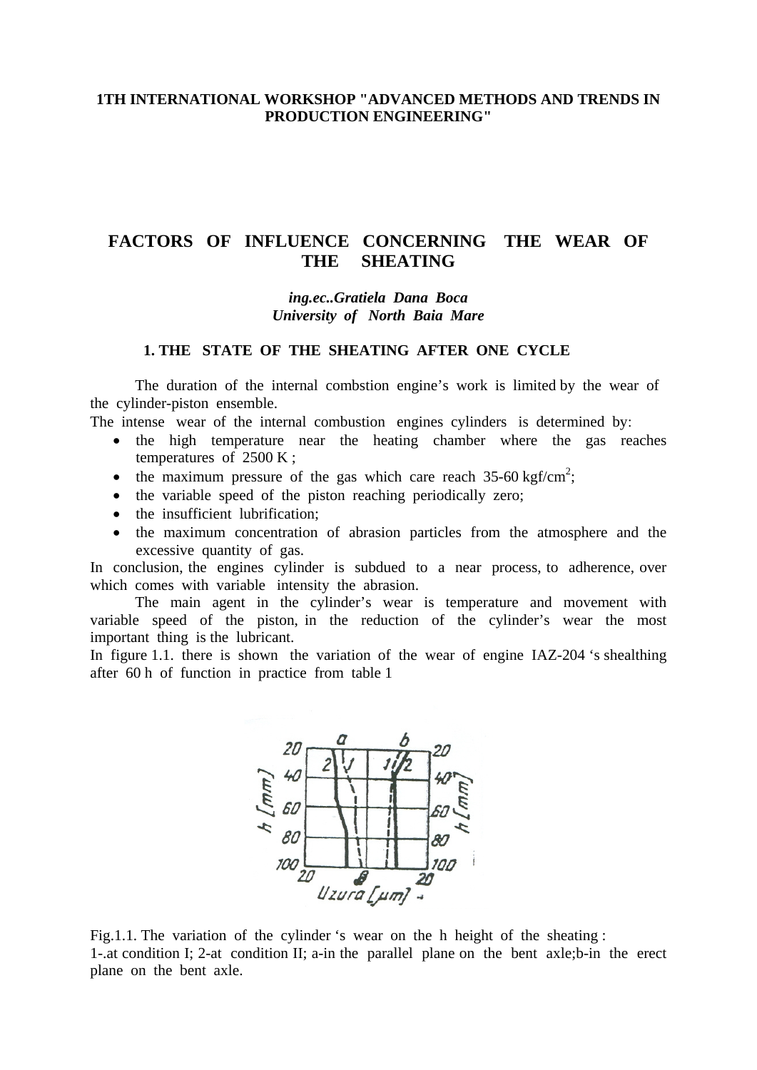**1TH INTERNATIONAL WORKSHOP "ADVANCED METHODS AND TRENDS IN PRODUCTION ENGINEERING"**

# FACTORS OF INFLUENCE CONCERNING THE WEAR OF THE SHEATING

*ing.ec..Gratiela Dana Boca*
*University of North Baia Mare*

## 1. THE STATE OF THE SHEATING AFTER ONE CYCLE

The duration of the internal combstion engine's work is limited by the wear of the cylinder-piston ensemble.
The intense wear of the internal combustion engines cylinders is determined by:

- the high temperature near the heating chamber where the gas reaches temperatures of 2500 K ;
- the maximum pressure of the gas which care reach 35-60 kgf/cm$^2$;
- the variable speed of the piston reaching periodically zero;
- the insufficient lubrification;
- the maximum concentration of abrasion particles from the atmosphere and the excessive quantity of gas.

In conclusion, the engines cylinder is subdued to a near process, to adherence, over which comes with variable intensity the abrasion.

The main agent in the cylinder's wear is temperature and movement with variable speed of the piston, in the reduction of the cylinder's wear the most important thing is the lubricant.
In figure 1.1. there is shown the variation of the wear of engine IAZ-204 's shealthing after 60 h of function in practice from table 1

Fig.1.1. The variation of the cylinder 's wear on the h height of the sheating :
1-.at condition I; 2-at condition II; a-in the parallel plane on the bent axle;b-in the erect plane on the bent axle.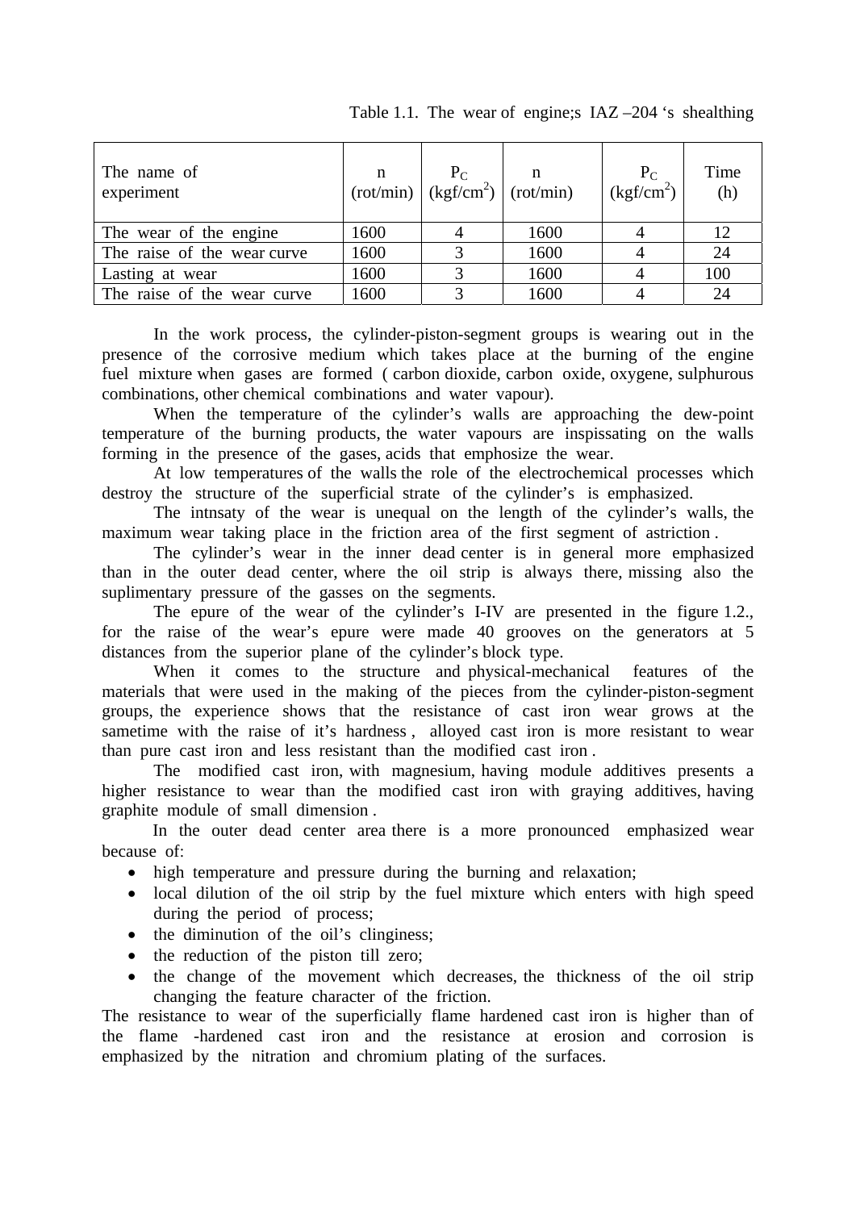Table 1.1. The wear of engine;s IAZ –204 ‘s shealthing

| The name of experiment | n (rot/min) | $P_C$ (kgf/cm$^2$) | n (rot/min) | $P_C$ (kgf/cm$^2$) | Time (h) |
|---|---|---|---|---|---|
| The wear of the engine | 1600 | 4 | 1600 | 4 | 12 |
| The raise of the wear curve | 1600 | 3 | 1600 | 4 | 24 |
| Lasting at wear | 1600 | 3 | 1600 | 4 | 100 |
| The raise of the wear curve | 1600 | 3 | 1600 | 4 | 24 |

In the work process, the cylinder-piston-segment groups is wearing out in the presence of the corrosive medium which takes place at the burning of the engine fuel mixture when gases are formed ( carbon dioxide, carbon oxide, oxygene, sulphurous combinations, other chemical combinations and water vapour).

When the temperature of the cylinder’s walls are approaching the dew-point temperature of the burning products, the water vapours are inspissating on the walls forming in the presence of the gases, acids that emphosize the wear.

At low temperatures of the walls the role of the electrochemical processes which destroy the structure of the superficial strate of the cylinder’s is emphasized.

The intnsaty of the wear is unequal on the length of the cylinder’s walls, the maximum wear taking place in the friction area of the first segment of astriction .

The cylinder’s wear in the inner dead center is in general more emphasized than in the outer dead center, where the oil strip is always there, missing also the suplimentary pressure of the gasses on the segments.

The epure of the wear of the cylinder’s I-IV are presented in the figure 1.2., for the raise of the wear’s epure were made 40 grooves on the generators at 5 distances from the superior plane of the cylinder’s block type.

When it comes to the structure and physical-mechanical features of the materials that were used in the making of the pieces from the cylinder-piston-segment groups, the experience shows that the resistance of cast iron wear grows at the sametime with the raise of it’s hardness , alloyed cast iron is more resistant to wear than pure cast iron and less resistant than the modified cast iron .

The modified cast iron, with magnesium, having module additives presents a higher resistance to wear than the modified cast iron with graying additives, having graphite module of small dimension .

In the outer dead center area there is a more pronounced emphasized wear because of:

- high temperature and pressure during the burning and relaxation;
- local dilution of the oil strip by the fuel mixture which enters with high speed during the period of process;
- the diminution of the oil’s clinginess;
- the reduction of the piston till zero;
- the change of the movement which decreases, the thickness of the oil strip changing the feature character of the friction.

The resistance to wear of the superficially flame hardened cast iron is higher than of the flame -hardened cast iron and the resistance at erosion and corrosion is emphasized by the nitration and chromium plating of the surfaces.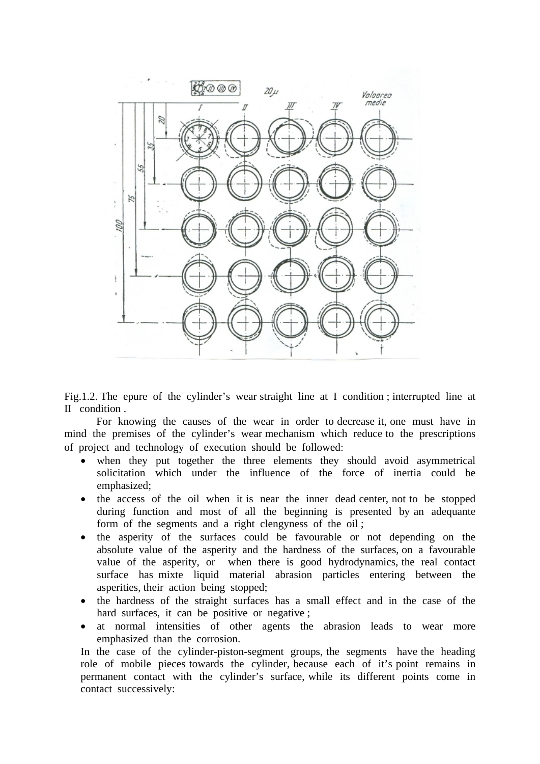Fig.1.2. The epure of the cylinder's wear straight line at I condition ; interrupted line at II condition .

For knowing the causes of the wear in order to decrease it, one must have in mind the premises of the cylinder's wear mechanism which reduce to the prescriptions of project and technology of execution should be followed:

- when they put together the three elements they should avoid asymmetrical solicitation which under the influence of the force of inertia could be emphasized;
- the access of the oil when it is near the inner dead center, not to be stopped during function and most of all the beginning is presented by an adequante form of the segments and a right clengyness of the oil ;
- the asperity of the surfaces could be favourable or not depending on the absolute value of the asperity and the hardness of the surfaces, on a favourable value of the asperity, or when there is good hydrodynamics, the real contact surface has mixte liquid material abrasion particles entering between the asperities, their action being stopped;
- the hardness of the straight surfaces has a small effect and in the case of the hard surfaces, it can be positive or negative ;
- at normal intensities of other agents the abrasion leads to wear more emphasized than the corrosion.

In the case of the cylinder-piston-segment groups, the segments have the heading role of mobile pieces towards the cylinder, because each of it's point remains in permanent contact with the cylinder's surface, while its different points come in contact successively: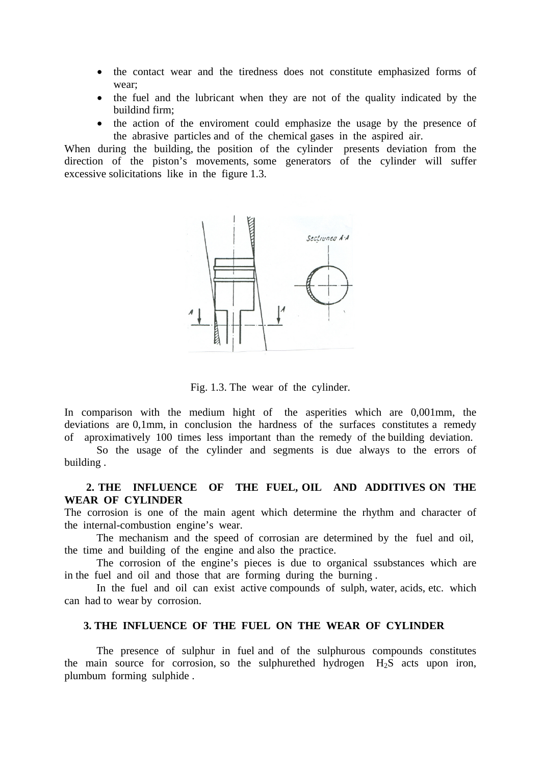- the contact wear and the tiredness does not constitute emphasized forms of wear;
- the fuel and the lubricant when they are not of the quality indicated by the buildind firm;
- the action of the enviroment could emphasize the usage by the presence of the abrasive particles and of the chemical gases in the aspired air.

When during the building, the position of the cylinder presents deviation from the direction of the piston's movements, some generators of the cylinder will suffer excessive solicitations like in the figure 1.3.

Fig. 1.3. The wear of the cylinder.

In comparison with the medium hight of the asperities which are 0,001mm, the deviations are 0,1mm, in conclusion the hardness of the surfaces constitutes a remedy of aproximatively 100 times less important than the remedy of the building deviation.

So the usage of the cylinder and segments is due always to the errors of building .

## 2. THE INFLUENCE OF THE FUEL, OIL AND ADDITIVES ON THE WEAR OF CYLINDER

The corrosion is one of the main agent which determine the rhythm and character of the internal-combustion engine's wear.

The mechanism and the speed of corrosian are determined by the fuel and oil, the time and building of the engine and also the practice.

The corrosion of the engine's pieces is due to organical ssubstances which are in the fuel and oil and those that are forming during the burning .

In the fuel and oil can exist active compounds of sulph, water, acids, etc. which can had to wear by corrosion.

## 3. THE INFLUENCE OF THE FUEL ON THE WEAR OF CYLINDER

The presence of sulphur in fuel and of the sulphurous compounds constitutes the main source for corrosion, so the sulphurethed hydrogen $H_2S$ acts upon iron, plumbum forming sulphide .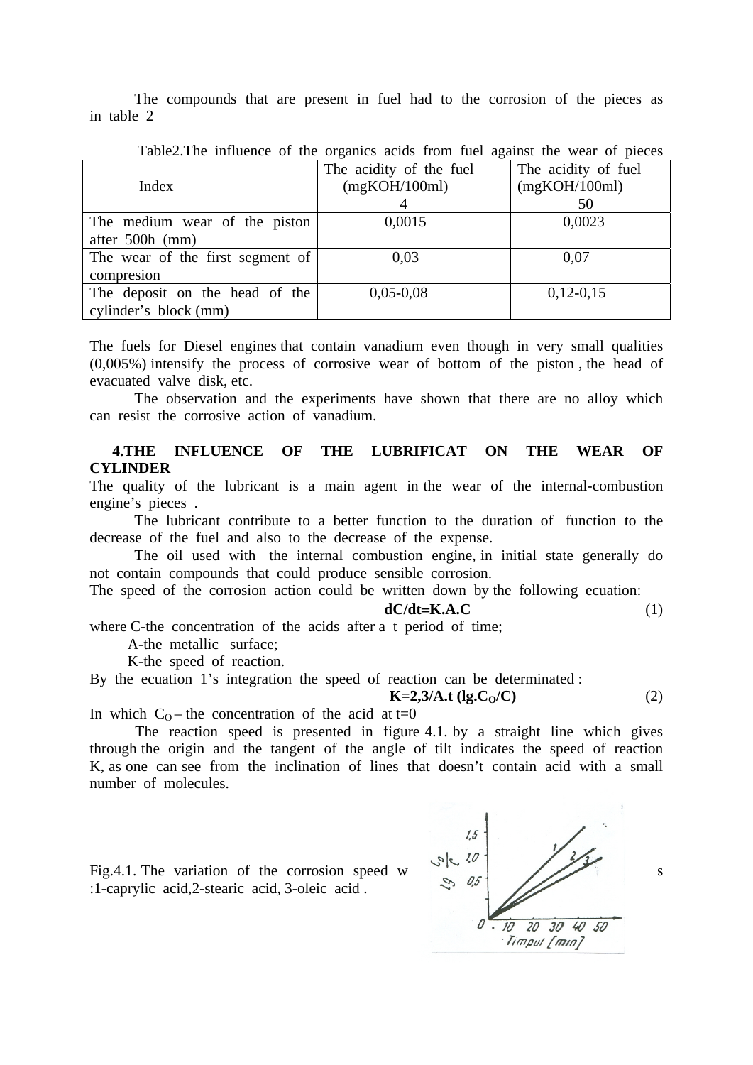The compounds that are present in fuel had to the corrosion of the pieces as in table 2

Table2.The influence of the organics acids from fuel against the wear of pieces

| Index | The acidity of the fuel (mgKOH/100ml) 4 | The acidity of fuel (mgKOH/100ml) 50 |
|---|---|---|
| The medium wear of the piston after 500h (mm) | 0,0015 | 0,0023 |
| The wear of the first segment of compresion | 0,03 | 0,07 |
| The deposit on the head of the cylinder's block (mm) | 0,05-0,08 | 0,12-0,15 |

The fuels for Diesel engines that contain vanadium even though in very small qualities (0,005%) intensify the process of corrosive wear of bottom of the piston , the head of evacuated valve disk, etc.

The observation and the experiments have shown that there are no alloy which can resist the corrosive action of vanadium.

## 4.THE INFLUENCE OF THE LUBRIFICAT ON THE WEAR OF CYLINDER

The quality of the lubricant is a main agent in the wear of the internal-combustion engine's pieces .

The lubricant contribute to a better function to the duration of function to the decrease of the fuel and also to the decrease of the expense.

The oil used with the internal combustion engine, in initial state generally do not contain compounds that could produce sensible corrosion.

The speed of the corrosion action could be written down by the following ecuation:

$$dC/dt=K.A.C \qquad (1)$$

where C-the concentration of the acids after a t period of time;

A-the metallic surface;

K-the speed of reaction.

By the ecuation 1's integration the speed of reaction can be determinated :

$$K=2,3/A.t\ (lg.C_O/C) \qquad (2)$$

In which $C_O$ – the concentration of the acid at t=0

The reaction speed is presented in figure 4.1. by a straight line which gives through the origin and the tangent of the angle of tilt indicates the speed of reaction K, as one can see from the inclination of lines that doesn't contain acid with a small number of molecules.

Fig.4.1. The variation of the corrosion speed w s :1-caprylic acid,2-stearic acid, 3-oleic acid .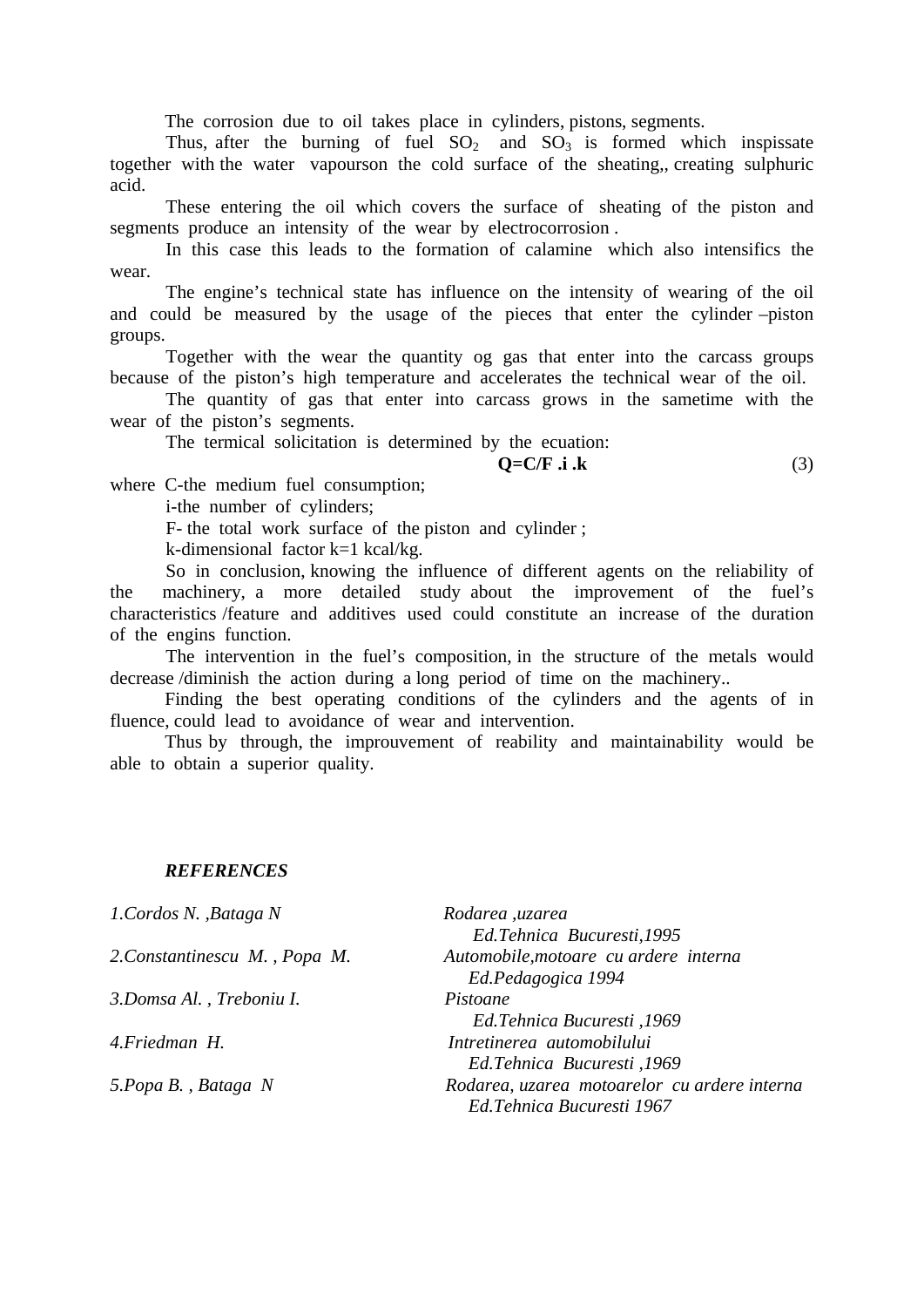The corrosion due to oil takes place in cylinders, pistons, segments.

Thus, after the burning of fuel $SO_2$ and $SO_3$ is formed which inspissate together with the water vapourson the cold surface of the sheating,, creating sulphuric acid.

These entering the oil which covers the surface of sheating of the piston and segments produce an intensity of the wear by electrocorrosion .

In this case this leads to the formation of calamine which also intensifics the wear.

The engine's technical state has influence on the intensity of wearing of the oil and could be measured by the usage of the pieces that enter the cylinder –piston groups.

Together with the wear the quantity og gas that enter into the carcass groups because of the piston's high temperature and accelerates the technical wear of the oil.

The quantity of gas that enter into carcass grows in the sametime with the wear of the piston's segments.

The termical solicitation is determined by the ecuation:

$$\mathbf{Q=C/F \cdot i \cdot k} \qquad (3)$$

where C-the medium fuel consumption;

i-the number of cylinders;

F- the total work surface of the piston and cylinder ;

k-dimensional factor k=1 kcal/kg.

So in conclusion, knowing the influence of different agents on the reliability of the machinery, a more detailed study about the improvement of the fuel's characteristics /feature and additives used could constitute an increase of the duration of the engins function.

The intervention in the fuel's composition, in the structure of the metals would decrease /diminish the action during a long period of time on the machinery..

Finding the best operating conditions of the cylinders and the agents of in fluence, could lead to avoidance of wear and intervention.

Thus by through, the improuvement of reability and maintainability would be able to obtain a superior quality.

***REFERENCES***

*1.Cordos N. ,Bataga N* — *Rodarea ,uzarea*, *Ed.Tehnica Bucuresti,1995*

*2.Constantinescu M. , Popa M.* — *Automobile,motoare cu ardere interna*, *Ed.Pedagogica 1994*

*3.Domsa Al. , Treboniu I.* — *Pistoane*, *Ed.Tehnica Bucuresti ,1969*

*4.Friedman H.* — *Intretinerea automobilului*, *Ed.Tehnica Bucuresti ,1969*

*5.Popa B. , Bataga N* — *Rodarea, uzarea motoarelor cu ardere interna*, *Ed.Tehnica Bucuresti 1967*